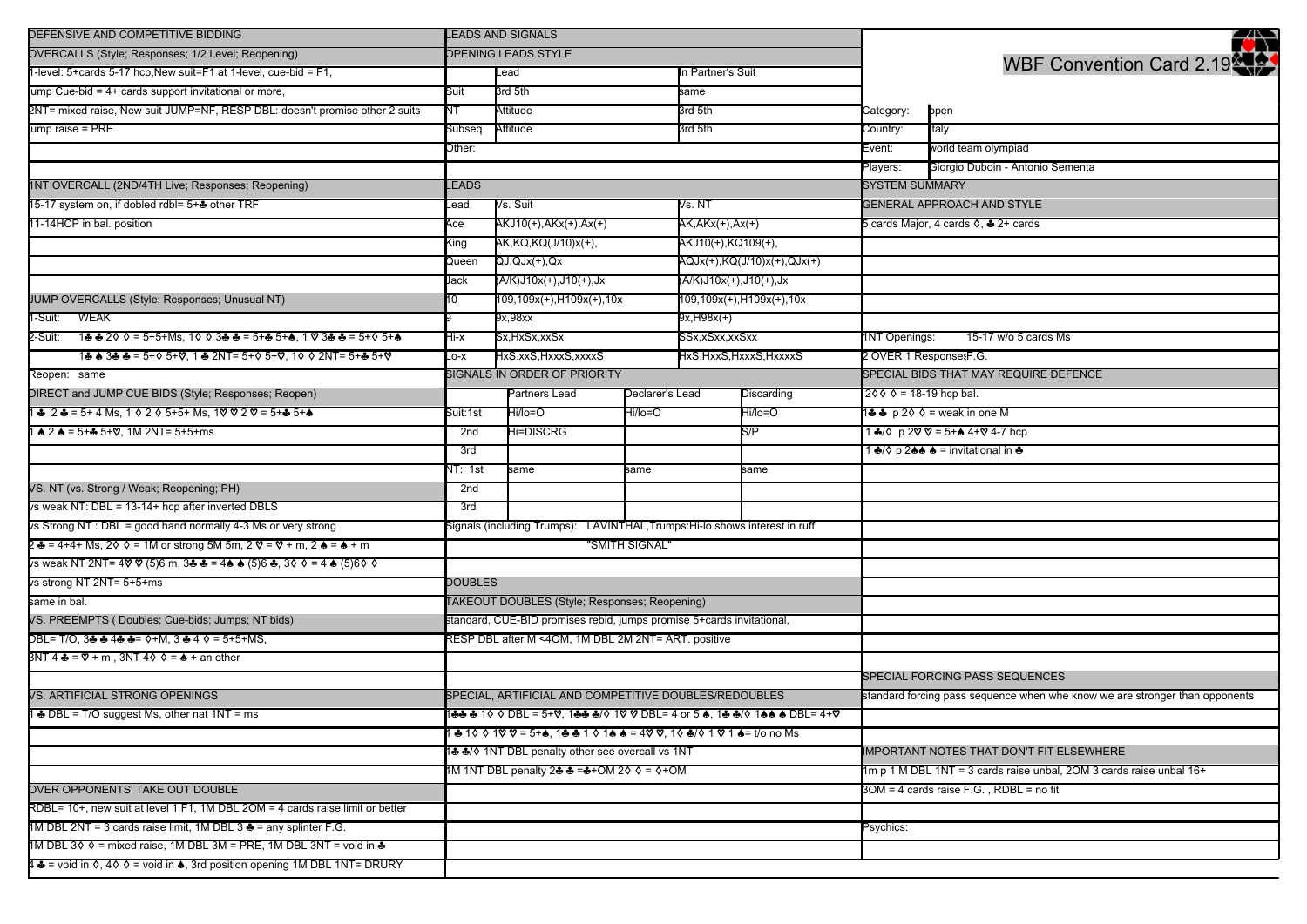# WBF Convention Card 2.19

| | |
|---|---|
| Category: | open |
| Country: | Italy |
| Event: | world team olympiad |
| Players: | Giorgio Duboin - Antonio Sementa |

## SYSTEM SUMMARY

### GENERAL APPROACH AND STYLE

5 cards Major, 4 cards ♦, ♣ 2+ cards

1NT Openings: 15-17 w/o 5 cards Ms

2 OVER 1 Responses:F.G.

### SPECIAL BIDS THAT MAY REQUIRE DEFENCE

2♦♦ ♦ = 18-19 hcp bal.

1♣♣ p 2♦ ♦ = weak in one M

1 ♣/♦ p 2♥ ♥ = 5+♠ 4+♥ 4-7 hcp

1 ♣/♦ p 2♠♠ ♠ = invitational in ♣

### SPECIAL FORCING PASS SEQUENCES

standard forcing pass sequence when whe know we are stronger than opponents

### IMPORTANT NOTES THAT DON'T FIT ELSEWHERE

1m p 1 M DBL 1NT = 3 cards raise unbal, 2OM 3 cards raise unbal 16+

3OM = 4 cards raise F.G. , RDBL = no fit

Psychics:

## DEFENSIVE AND COMPETITIVE BIDDING

### OVERCALLS (Style; Responses; 1/2 Level; Reopening)

1-level: 5+cards 5-17 hcp,New suit=F1 at 1-level, cue-bid = F1,

Jump Cue-bid = 4+ cards support invitational or more,

2NT= mixed raise, New suit JUMP=NF, RESP DBL: doesn't promise other 2 suits

Jump raise = PRE

### 1NT OVERCALL (2ND/4TH Live; Responses; Reopening)

15-17 system on, if dobled rdbl= 5+♣ other TRF

11-14HCP in bal. position

### JUMP OVERCALLS (Style; Responses; Unusual NT)

1-Suit: WEAK

2-Suit: 1♣ ♣ 2♦ ♦ = 5+5+Ms, 1♦ ♦ 3♣ ♣ = 5+♣ 5+♠, 1 ♥ 3♣ ♣ = 5+♦ 5+♠

1♣ ♠ 3♣ ♣ = 5+♦ 5+♥, 1 ♣ 2NT= 5+♦ 5+♥, 1♦ ♦ 2NT= 5+♣ 5+♥

Reopen: same

### DIRECT and JUMP CUE BIDS (Style; Responses; Reopen)

1 ♣ 2 ♣ = 5+ 4 Ms, 1 ♦ 2 ♦ 5+5+ Ms, 1♥ ♥ 2 ♥ = 5+♣ 5+♠

1 ♠ 2 ♠ = 5+♣ 5+♥, 1M 2NT= 5+5+ms

### VS. NT (vs. Strong / Weak; Reopening; PH)

vs weak NT: DBL = 13-14+ hcp after inverted DBLS

vs Strong NT : DBL = good hand normally 4-3 Ms or very strong

2 ♣ = 4+4+ Ms, 2♦ ♦ = 1M or strong 5M 5m, 2 ♥ = ♥ + m, 2 ♠ = ♠ + m

vs weak NT 2NT= 4♥ ♥ (5)6 m, 3♣ ♣ = 4♠ ♠ (5)6 ♣, 3♦ ♦ = 4 ♠ (5)6♦ ♦

vs strong NT 2NT= 5+5+ms

same in bal.

### VS. PREEMPTS ( Doubles; Cue-bids; Jumps; NT bids)

DBL= T/O, 3♣ ♣ 4♣ ♣= ♦+M, 3 ♣ 4 ♦ = 5+5+MS,

3NT 4 ♣ = ♥ + m , 3NT 4♦ ♦ = ♠ + an other

### VS. ARTIFICIAL STRONG OPENINGS

1 ♣ DBL = T/O suggest Ms, other nat 1NT = ms

### OVER OPPONENTS' TAKE OUT DOUBLE

RDBL= 10+, new suit at level 1 F1, 2OM = 4 cards raise limit or better

1M DBL 2NT = 3 cards raise limit, 1M DBL 3 ♣ = any splinter F.G.

1M DBL 3♦ ♦ = mixed raise, 1M DBL 3M = PRE, 1M DBL 3NT = void in ♣

4 ♣ = void in ♦, 4♦ ♦ = void in ♠, 3rd position opening 1M DBL 1NT= DRURY

## LEADS AND SIGNALS

### OPENING LEADS STYLE

| | Lead | In Partner's Suit |
|---|---|---|
| Suit | 3rd 5th | same |
| NT | Attitude | 3rd 5th |
| Subseq | Attitude | 3rd 5th |
| Other: | | |

### LEADS

| Lead | Vs. Suit | Vs. NT |
|---|---|---|
| Ace | AKJ10(+),AKx(+),Ax(+) | AK,AKx(+),Ax(+) |
| King | AK,KQ,KQ(J/10)x(+), | AKJ10(+),KQ109(+), |
| Queen | QJ,QJx(+),Qx | AQJx(+),KQ(J/10)x(+),QJx(+) |
| Jack | (A/K)J10x(+),J10(+),Jx | (A/K)J10x(+),J10(+),Jx |
| 10 | 109,109x(+),H109x(+),10x | 109,109x(+),H109x(+),10x |
| 9 | 9x,98xx | 9x,H98x(+) |
| Hi-x | Sx,HxSx,xxSx | SSx,xSxx,xxSxx |
| Lo-x | HxS,xxS,HxxxS,xxxxS | HxS,HxxS,HxxxS,HxxxxS |

### SIGNALS IN ORDER OF PRIORITY

| | | Partners Lead | Declarer's Lead | Discarding |
|---|---|---|---|---|
| Suit: | 1st | Hi/lo=O | Hi/lo=O | Hi/lo=O |
| | 2nd | Hi=DISCRG | | S/P |
| | 3rd | | | |
| NT: | 1st | same | same | same |
| | 2nd | | | |
| | 3rd | | | |

Signals (including Trumps): LAVINTHAL,Trumps:Hi-lo shows interest in ruff

"SMITH SIGNAL"

## DOUBLES

### TAKEOUT DOUBLES (Style; Responses; Reopening)

standard, CUE-BID promises rebid, jumps promise 5+cards invitational,

RESP DBL after M <4OM, 1M DBL 2M 2NT= ART. positive

### SPECIAL, ARTIFICIAL AND COMPETITIVE DOUBLES/REDOUBLES

1♣♣ ♣ 1♦ ♦ DBL = 5+♥, 1♣♣ ♣/♦ 1♥ ♥ DBL= 4 or 5 ♠, 1♣ ♣/♦ 1♠♠ ♠ DBL= 4+♥

1 ♣ 1♦ ♦ 1♥ ♥ = 5+♠, 1♣ ♣ 1 ♦ 1♠ ♠ = 4♥ ♥, 1♦ ♣/♦ 1 ♥ 1 ♠= t/o no Ms

1♣ ♣/♦ 1NT DBL penalty other see overcall vs 1NT

1M 1NT DBL penalty 2♣ ♣ =♣+OM 2♦ ♦ = ♦+OM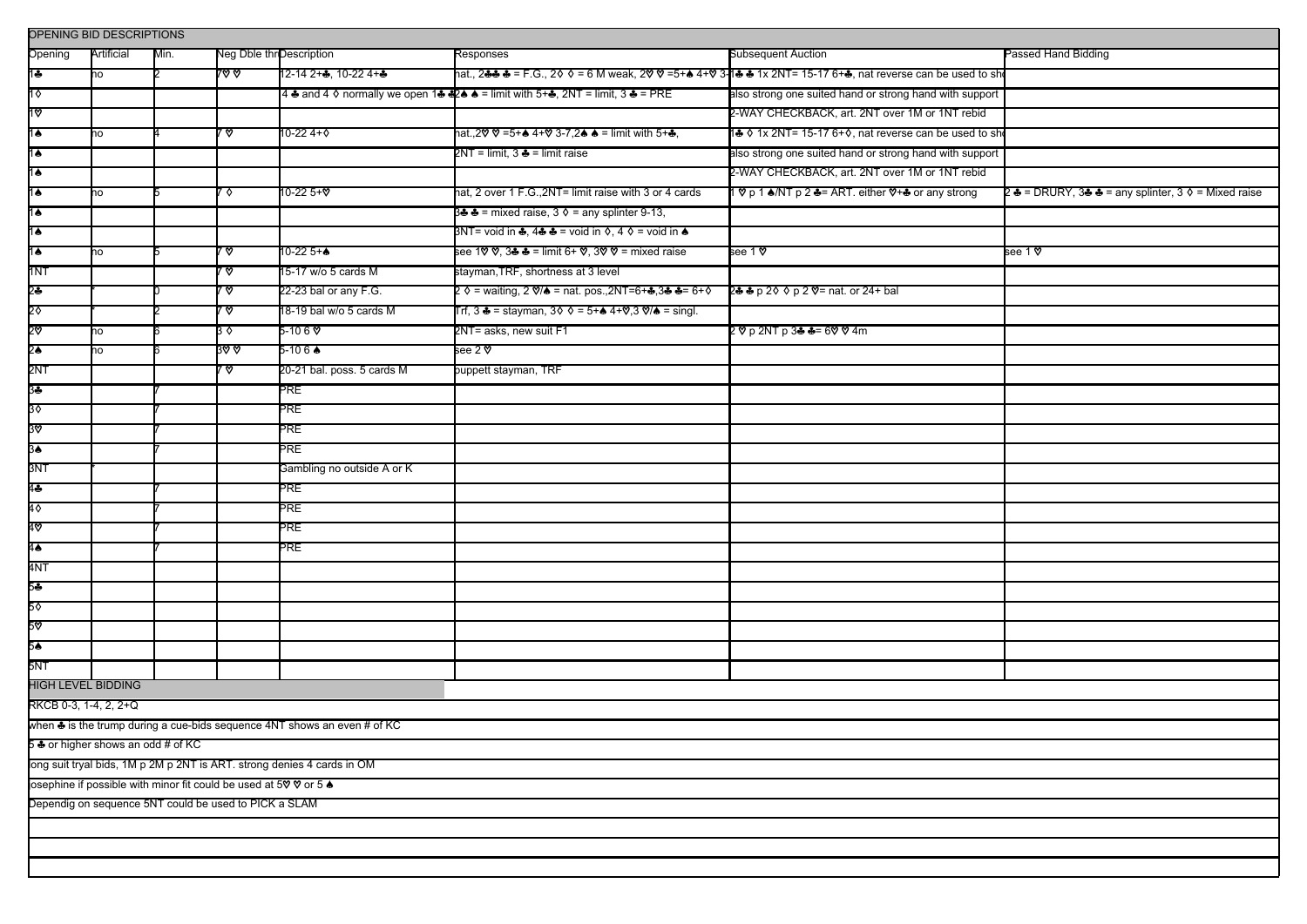## OPENING BID DESCRIPTIONS

| Opening | Artificial | Min. | Neg Dble thr | Description | Responses | Subsequent Auction | Passed Hand Bidding |
|---|---|---|---|---|---|---|---|
| 1♣ | no | 2 | 7♡ ♡ | 12-14 2+♣, 10-22 4+♣ | nat., 2♣♣ ♣ = F.G., 2◊ ◊ = 6 M weak, 2♡ ♡ =5+♠ 4+♡ 3-7 | 1♣ ♣ 1x 2NT= 15-17 6+♣, nat reverse can be used to sh | |
| 1◊ | | | | 4 ♣ and 4 ◊ normally we open 1♣ ♣ | 2♠ ♠ = limit with 5+♣, 2NT = limit, 3 ♣ = PRE | also strong one suited hand or strong hand with support | |
| 1♡ | | | | | | 2-WAY CHECKBACK, art. 2NT over 1M or 1NT rebid | |
| 1♠ | no | 4 | 7 ♡ | 10-22 4+◊ | nat.,2♡ ♡ =5+♠ 4+♡ 3-7,2♠ ♠ = limit with 5+♣, | 1♣ ◊ 1x 2NT= 15-17 6+◊, nat reverse can be used to sh | |
| 1♠ | | | | | 2NT = limit, 3 ♣ = limit raise | also strong one suited hand or strong hand with support | |
| 1♠ | | | | | | 2-WAY CHECKBACK, art. 2NT over 1M or 1NT rebid | |
| 1♠ | no | 5 | 7 ◊ | 10-22 5+♡ | nat, 2 over 1 F.G.,2NT= limit raise with 3 or 4 cards | 1 ♡ p 1 ♠/NT p 2 ♣= ART. either ♡+♣ or any strong | 2 ♣ = DRURY, 3♣ ♣ = any splinter, 3 ◊ = Mixed raise |
| 1♠ | | | | | 3♣ ♣ = mixed raise, 3 ◊ = any splinter 9-13, | | |
| 1♠ | | | | | 3NT= void in ♣, 4♣ ♣ = void in ◊, 4 ◊ = void in ♠ | | |
| 1♠ | no | 5 | 7 ♡ | 10-22 5+♠ | see 1♡ ♡, 3♣ ♣ = limit 6+ ♡, 3♡ ♡ = mixed raise | see 1 ♡ | see 1 ♡ |
| 1NT | | | 7 ♡ | 15-17 w/o 5 cards M | stayman,TRF, shortness at 3 level | | |
| 2♣ | * | 0 | 7 ♡ | 22-23 bal or any F.G. | 2 ◊ = waiting, 2 ♡/♠ = nat. pos.,2NT=6+♣,3♣ ♣= 6+◊ | 2♣ ♣ p 2◊ ◊ p 2 ♡= nat. or 24+ bal | |
| 2◊ | * | 2 | 7 ♡ | 18-19 bal w/o 5 cards M | Trf, 3 ♣ = stayman, 3◊ ◊ = 5+♠ 4+♡,3 ♡/♠ = singl. | | |
| 2♡ | no | 6 | 3 ◊ | 5-10 6 ♡ | 2NT= asks, new suit F1 | 2 ♡ p 2NT p 3♣ ♣= 6♡ ♡ 4m | |
| 2♠ | no | 6 | 3♡ ♡ | 5-10 6 ♠ | see 2 ♡ | | |
| 2NT | | | 7 ♡ | 20-21 bal. poss. 5 cards M | puppett stayman, TRF | | |
| 3♣ | | 7 | | PRE | | | |
| 3◊ | | 7 | | PRE | | | |
| 3♡ | | 7 | | PRE | | | |
| 3♠ | | 7 | | PRE | | | |
| 3NT | * | | | Gambling no outside A or K | | | |
| 4♣ | | 7 | | PRE | | | |
| 4◊ | | 7 | | PRE | | | |
| 4♡ | | 7 | | PRE | | | |
| 4♠ | | 7 | | PRE | | | |
| 4NT | | | | | | | |
| 5♣ | | | | | | | |
| 5◊ | | | | | | | |
| 5♡ | | | | | | | |
| 5♠ | | | | | | | |
| 5NT | | | | | | | |

## HIGH LEVEL BIDDING

RKCB 0-3, 1-4, 2, 2+Q

when ♣ is the trump during a cue-bids sequence 4NT shows an even # of KC

5 ♣ or higher shows an odd # of KC

long suit tryal bids, 1M p 2M p 2NT is ART. strong denies 4 cards in OM

Josephine if possible with minor fit could be used at 5♡ ♡ or 5 ♠

Dependig on sequence 5NT could be used to PICK a SLAM